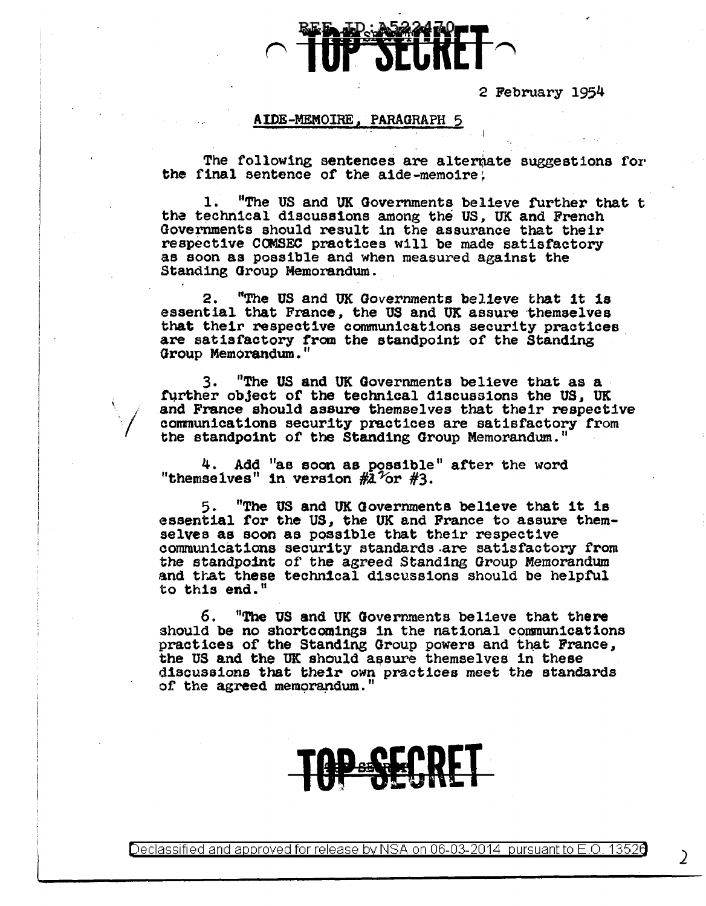TOP SECRET

2 February 1954

AIDE-MEMOIRE, PARAGRAPH 5

The following sentences are alternate suggestions for the final sentence of the aide-memoire;

1. "The US and UK Governments believe further that t the technical discussions among the US, UK and French Governments should result in the assurance that their respective COMSEC practices will be made satisfactory as soon as possible and when measured against the Standing Group Memorandum.

2. "The US and UK Governments believe that it is essential that France, the US and UK assure themselves that their respective communications security practices are satisfactory from the standpoint of the Standing Group Memorandum."

3. "The US and UK Governments believe that as a further object of the technical discussions the US, UK and France should assure themselves that their respective communications security practices are satisfactory from the standpoint of the Standing Group Memorandum."

4. Add "as soon as possible" after the word "themselves" in version #2 or #3.

5. "The US and UK Governments believe that it is essential for the US, the UK and France to assure themselves as soon as possible that their respective communications security standards are satisfactory from the standpoint of the agreed Standing Group Memorandum and that these technical discussions should be helpful to this end."

6. "The US and UK Governments believe that there should be no shortcomings in the national communications practices of the Standing Group powers and that France, the US and the UK should assure themselves in these discussions that their own practices meet the standards of the agreed memorandum."

TOP SECRET

Declassified and approved for release by NSA on 06-03-2014 pursuant to E.O. 13526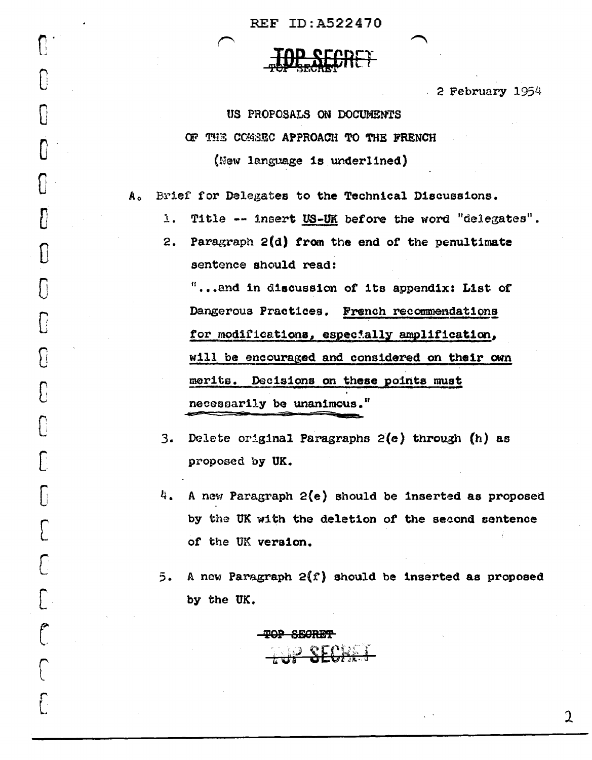REF ID:A522470

TOP SECRET

2 February 1954

US PROPOSALS ON DOCUMENTS

OF THE COMSEC APPROACH TO THE FRENCH

(New language is underlined)

A. Brief for Delegates to the Technical Discussions.

1. Title -- insert <u>US-UK</u> before the word "delegates".

2. Paragraph 2(d) from the end of the penultimate sentence should read:

   "...and in discussion of its appendix: List of Dangerous Practices. <u>French recommendations for modifications, especially amplification, will be encouraged and considered on their own merits. Decisions on these points must necessarily be unanimous.</u>"

3. Delete original Paragraphs 2(e) through (h) as proposed by UK.

4. A new Paragraph 2(e) should be inserted as proposed by the UK with the deletion of the second sentence of the UK version.

5. A new Paragraph 2(f) should be inserted as proposed by the UK.

TOP SECRET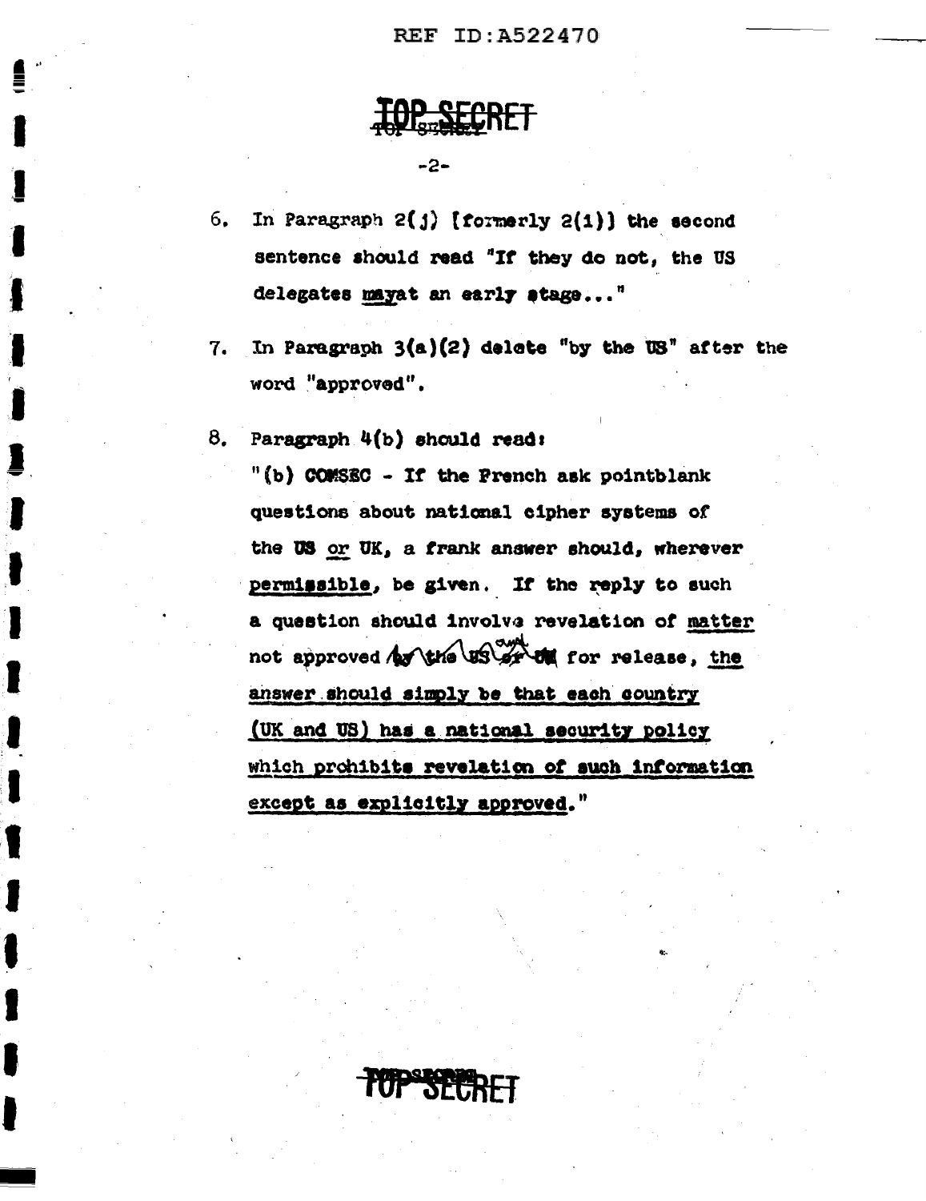**TOP SECRET**

6. In Paragraph 2(j) [formerly 2(i)] the second sentence should read "If they do not, the US delegates may at an early stage..."

7. In Paragraph 3(a)(2) delete "by the US" after the word "approved".

8. Paragraph 4(b) should read:

   "(b) COMSEC - If the French ask pointblank questions about national cipher systems of the US or UK, a frank answer should, wherever permissible, be given. If the reply to such a question should involve revelation of matter not approved ~~by the US or UK~~ own for release, the answer should simply be that each country (UK and US) has a national security policy which prohibits revelation of such information except as explicitly approved."

**TOP SECRET**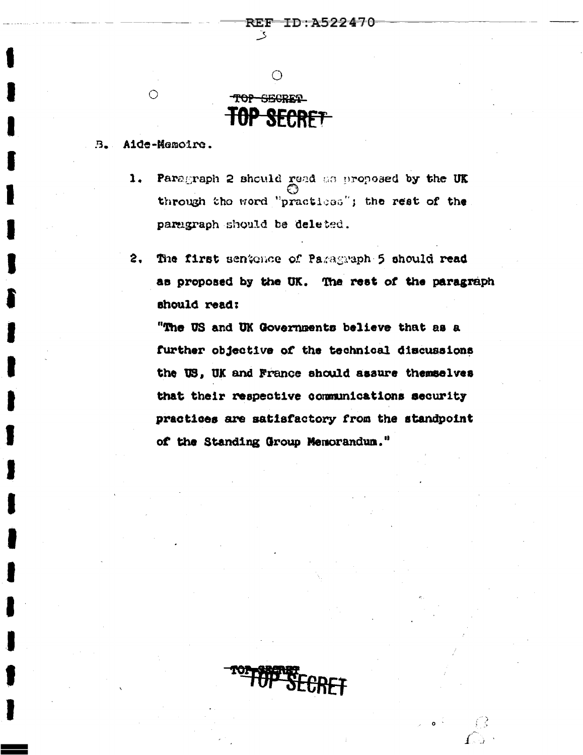REF ID:A522470

TOP SECRET

B. Aide-Memoire.

1. Paragraph 2 should read as proposed by the UK through the word "practices"; the rest of the paragraph should be deleted.

2. The first sentence of Paragraph 5 should read as proposed by the UK. The rest of the paragraph should read:

   "The US and UK Governments believe that as a further objective of the technical discussions the US, UK and France should assure themselves that their respective communications security practices are satisfactory from the standpoint of the Standing Group Memorandum."

TOP SECRET